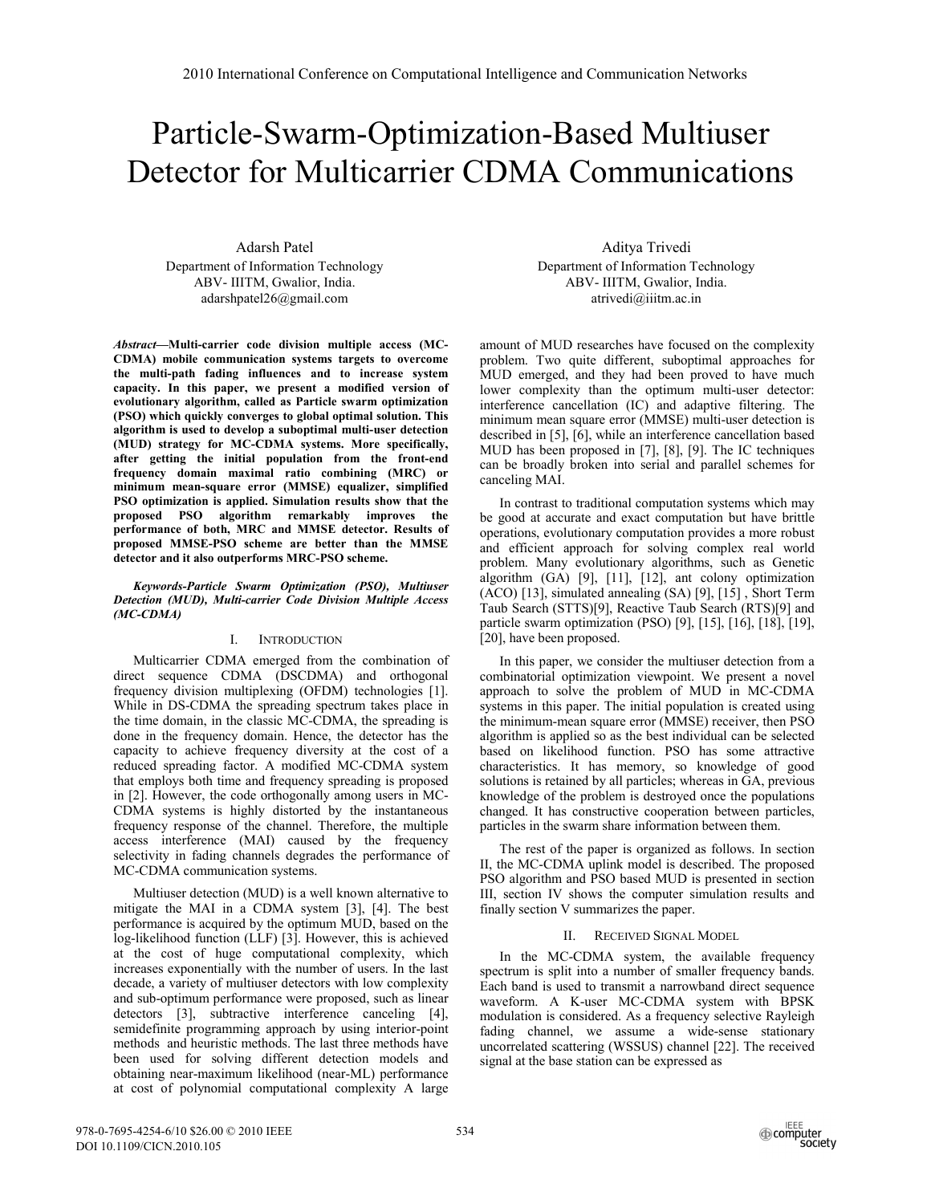# Particle-Swarm-Optimization-Based Multiuser Detector for Multicarrier CDMA Communications

Adarsh Patel
Department of Information Technology
ABV- IIITM, Gwalior, India.
adarshpatel26@gmail.com

Aditya Trivedi
Department of Information Technology
ABV- IIITM, Gwalior, India.
atrivedi@iiitm.ac.in

***Abstract*—Multi-carrier code division multiple access (MC-CDMA) mobile communication systems targets to overcome the multi-path fading influences and to increase system capacity. In this paper, we present a modified version of evolutionary algorithm, called as Particle swarm optimization (PSO) which quickly converges to global optimal solution. This algorithm is used to develop a suboptimal multi-user detection (MUD) strategy for MC-CDMA systems. More specifically, after getting the initial population from the front-end frequency domain maximal ratio combining (MRC) or minimum mean-square error (MMSE) equalizer, simplified PSO optimization is applied. Simulation results show that the proposed PSO algorithm remarkably improves the performance of both, MRC and MMSE detector. Results of proposed MMSE-PSO scheme are better than the MMSE detector and it also outperforms MRC-PSO scheme.**

***Keywords-Particle Swarm Optimization (PSO), Multiuser Detection (MUD), Multi-carrier Code Division Multiple Access (MC-CDMA)***

## I. Introduction

Multicarrier CDMA emerged from the combination of direct sequence CDMA (DSCDMA) and orthogonal frequency division multiplexing (OFDM) technologies [1]. While in DS-CDMA the spreading spectrum takes place in the time domain, in the classic MC-CDMA, the spreading is done in the frequency domain. Hence, the detector has the capacity to achieve frequency diversity at the cost of a reduced spreading factor. A modified MC-CDMA system that employs both time and frequency spreading is proposed in [2]. However, the code orthogonally among users in MC-CDMA systems is highly distorted by the instantaneous frequency response of the channel. Therefore, the multiple access interference (MAI) caused by the frequency selectivity in fading channels degrades the performance of MC-CDMA communication systems.

Multiuser detection (MUD) is a well known alternative to mitigate the MAI in a CDMA system [3], [4]. The best performance is acquired by the optimum MUD, based on the log-likelihood function (LLF) [3]. However, this is achieved at the cost of huge computational complexity, which increases exponentially with the number of users. In the last decade, a variety of multiuser detectors with low complexity and sub-optimum performance were proposed, such as linear detectors [3], subtractive interference canceling [4], semidefinite programming approach by using interior-point methods and heuristic methods. The last three methods have been used for solving different detection models and obtaining near-maximum likelihood (near-ML) performance at cost of polynomial computational complexity A large amount of MUD researches have focused on the complexity problem. Two quite different, suboptimal approaches for MUD emerged, and they had been proved to have much lower complexity than the optimum multi-user detector: interference cancellation (IC) and adaptive filtering. The minimum mean square error (MMSE) multi-user detection is described in [5], [6], while an interference cancellation based MUD has been proposed in [7], [8], [9]. The IC techniques can be broadly broken into serial and parallel schemes for canceling MAI.

In contrast to traditional computation systems which may be good at accurate and exact computation but have brittle operations, evolutionary computation provides a more robust and efficient approach for solving complex real world problem. Many evolutionary algorithms, such as Genetic algorithm (GA) [9], [11], [12], ant colony optimization (ACO) [13], simulated annealing (SA) [9], [15] , Short Term Taub Search (STTS)[9], Reactive Taub Search (RTS)[9] and particle swarm optimization (PSO) [9], [15], [16], [18], [19], [20], have been proposed.

In this paper, we consider the multiuser detection from a combinatorial optimization viewpoint. We present a novel approach to solve the problem of MUD in MC-CDMA systems in this paper. The initial population is created using the minimum-mean square error (MMSE) receiver, then PSO algorithm is applied so as the best individual can be selected based on likelihood function. PSO has some attractive characteristics. It has memory, so knowledge of good solutions is retained by all particles; whereas in GA, previous knowledge of the problem is destroyed once the populations changed. It has constructive cooperation between particles, particles in the swarm share information between them.

The rest of the paper is organized as follows. In section II, the MC-CDMA uplink model is described. The proposed PSO algorithm and PSO based MUD is presented in section III, section IV shows the computer simulation results and finally section V summarizes the paper.

## II. Received Signal Model

In the MC-CDMA system, the available frequency spectrum is split into a number of smaller frequency bands. Each band is used to transmit a narrowband direct sequence waveform. A K-user MC-CDMA system with BPSK modulation is considered. As a frequency selective Rayleigh fading channel, we assume a wide-sense stationary uncorrelated scattering (WSSUS) channel [22]. The received signal at the base station can be expressed as

978-0-7695-4254-6/10 $26.00 © 2010 IEEE
DOI 10.1109/CICN.2010.105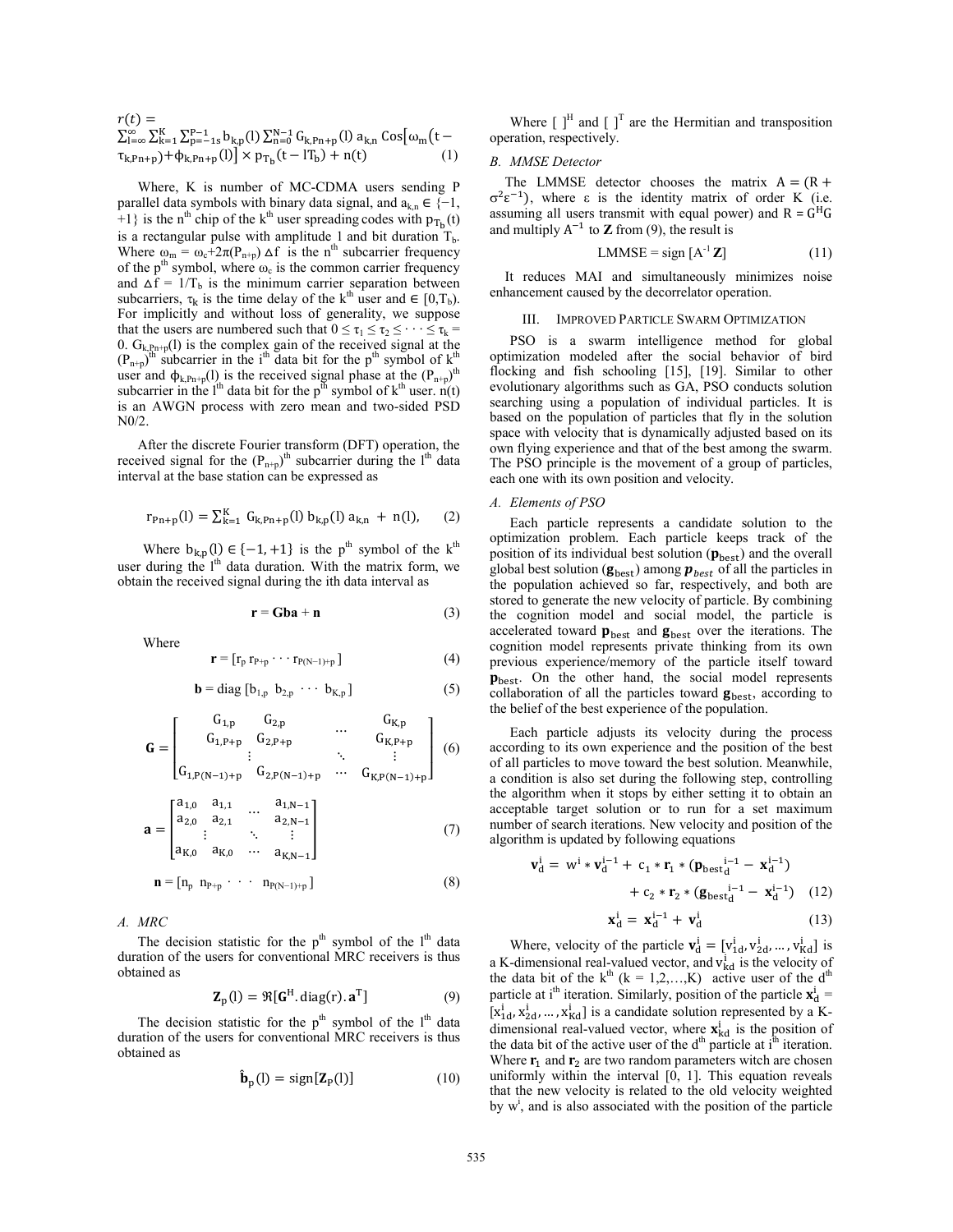$$r(t) = \sum_{l=\infty}^{\infty} \sum_{k=1}^{K} \sum_{p=-1s}^{P-1} b_{k,p}(l) \sum_{n=0}^{N-1} G_{k,Pn+p}(l)\, a_{k,n} \operatorname{Cos}\left[\omega_m\left(t - \tau_{k,Pn+p}\right) + \phi_{k,Pn+p}(l)\right] \times p_{T_b}(t - lT_b) + n(t) \quad (1)$$

Where, K is number of MC-CDMA users sending P parallel data symbols with binary data signal, and $a_{k,n} \in \{-1, +1\}$ is the $n^{th}$ chip of the $k^{th}$ user spreading codes with $p_{T_b}(t)$ is a rectangular pulse with amplitude 1 and bit duration $T_b$. Where $\omega_m = \omega_c + 2\pi(P_{n+p})\,\Delta f$ is the $n^{th}$ subcarrier frequency of the $p^{th}$ symbol, where $\omega_c$ is the common carrier frequency and $\Delta f = 1/T_b$ is the minimum carrier separation between subcarriers, $\tau_k$ is the time delay of the $k^{th}$ user and $\in [0,T_b)$. For implicitly and without loss of generality, we suppose that the users are numbered such that $0 \leq \tau_1 \leq \tau_2 \leq \cdots \leq \tau_k = 0$. $G_{k,Pn+p}(l)$ is the complex gain of the received signal at the $(P_{n+p})^{th}$ subcarrier in the $i^{th}$ data bit for the $p^{th}$ symbol of $k^{th}$ user and $\phi_{k,Pn+p}(l)$ is the received signal phase at the $(P_{n+p})^{th}$ subcarrier in the $l^{th}$ data bit for the $p^{th}$ symbol of $k^{th}$ user. n(t) is an AWGN process with zero mean and two-sided PSD N0/2.

After the discrete Fourier transform (DFT) operation, the received signal for the $(P_{n+p})^{th}$ subcarrier during the $l^{th}$ data interval at the base station can be expressed as

$$r_{Pn+p}(l) = \sum_{k=1}^{K} G_{k,Pn+p}(l)\, b_{k,p}(l)\, a_{k,n} + n(l), \quad (2)$$

Where $b_{k,p}(l) \in \{-1, +1\}$ is the $p^{th}$ symbol of the $k^{th}$ user during the $l^{th}$ data duration. With the matrix form, we obtain the received signal during the ith data interval as

$$\mathbf{r} = \mathbf{Gba} + \mathbf{n} \quad (3)$$

Where

$$\mathbf{r} = [r_p \; r_{P+p} \cdots r_{P(N-1)+p}] \quad (4)$$

$$\mathbf{b} = \operatorname{diag}[b_{1,p} \;\; b_{2,p} \;\cdots\; b_{K,p}] \quad (5)$$

$$\mathbf{G} = \begin{bmatrix} G_{1,p} & G_{2,p} & \cdots & G_{K,p} \\ G_{1,P+p} & G_{2,P+p} & & G_{K,P+p} \\ \vdots & & \ddots & \vdots \\ G_{1,P(N-1)+p} & G_{2,P(N-1)+p} & \cdots & G_{K,P(N-1)+p} \end{bmatrix} \quad (6)$$

$$\mathbf{a} = \begin{bmatrix} a_{1,0} & a_{1,1} & \cdots & a_{1,N-1} \\ a_{2,0} & a_{2,1} & & a_{2,N-1} \\ \vdots & & \ddots & \vdots \\ a_{K,0} & a_{K,0} & \cdots & a_{K,N-1} \end{bmatrix} \quad (7)$$

$$\mathbf{n} = [n_p \;\; n_{P+p} \;\cdot\;\cdot\;\cdot\;\; n_{P(N-1)+p}] \quad (8)$$

### A. MRC

The decision statistic for the $p^{th}$ symbol of the $l^{th}$ data duration of the users for conventional MRC receivers is thus obtained as

$$\mathbf{Z}_p(l) = \Re[\mathbf{G}^H.\operatorname{diag}(r).\mathbf{a}^T] \quad (9)$$

The decision statistic for the $p^{th}$ symbol of the $l^{th}$ data duration of the users for conventional MRC receivers is thus obtained as

$$\hat{\mathbf{b}}_p(l) = \operatorname{sign}[\mathbf{Z}_P(l)] \quad (10)$$

Where $[\;]^H$ and $[\;]^T$ are the Hermitian and transposition operation, respectively.

### B. MMSE Detector

The LMMSE detector chooses the matrix $A = (R + \sigma^2\varepsilon^{-1})$, where $\varepsilon$ is the identity matrix of order K (i.e. assuming all users transmit with equal power) and $R = G^H G$ and multiply $A^{-1}$ to $\mathbf{Z}$ from (9), the result is

$$\text{LMMSE} = \operatorname{sign}[A^{-1}\mathbf{Z}] \quad (11)$$

It reduces MAI and simultaneously minimizes noise enhancement caused by the decorrelator operation.

## III. Improved Particle Swarm Optimization

PSO is a swarm intelligence method for global optimization modeled after the social behavior of bird flocking and fish schooling [15], [19]. Similar to other evolutionary algorithms such as GA, PSO conducts solution searching using a population of individual particles. It is based on the population of particles that fly in the solution space with velocity that is dynamically adjusted based on its own flying experience and that of the best among the swarm. The PSO principle is the movement of a group of particles, each one with its own position and velocity.

### A. Elements of PSO

Each particle represents a candidate solution to the optimization problem. Each particle keeps track of the position of its individual best solution ($\mathbf{p}_{\text{best}}$) and the overall global best solution ($\mathbf{g}_{\text{best}}$) among $\boldsymbol{p}_{best}$ of all the particles in the population achieved so far, respectively, and both are stored to generate the new velocity of particle. By combining the cognition model and social model, the particle is accelerated toward $\mathbf{p}_{\text{best}}$ and $\mathbf{g}_{\text{best}}$ over the iterations. The cognition model represents private thinking from its own previous experience/memory of the particle itself toward $\mathbf{p}_{\text{best}}$. On the other hand, the social model represents collaboration of all the particles toward $\mathbf{g}_{\text{best}}$, according to the belief of the best experience of the population.

Each particle adjusts its velocity during the process according to its own experience and the position of the best of all particles to move toward the best solution. Meanwhile, a condition is also set during the following step, controlling the algorithm when it stops by either setting it to obtain an acceptable target solution or to run for a set maximum number of search iterations. New velocity and position of the algorithm is updated by following equations

$$\mathbf{v}_d^i = w^i * \mathbf{v}_d^{i-1} + c_1 * \mathbf{r}_1 * (\mathbf{p}_{\text{best}}{}_d^{i-1} - \mathbf{x}_d^{i-1}) + c_2 * \mathbf{r}_2 * (\mathbf{g}_{\text{best}}{}_d^{i-1} - \mathbf{x}_d^{i-1}) \quad (12)$$

$$\mathbf{x}_d^i = \mathbf{x}_d^{i-1} + \mathbf{v}_d^i \quad (13)$$

Where, velocity of the particle $\mathbf{v}_d^i = [v_{1d}^i, v_{2d}^i, \ldots, v_{Kd}^i]$ is a K-dimensional real-valued vector, and $v_{kd}^i$ is the velocity of the data bit of the $k^{th}$ $(k = 1,2,\ldots,K)$ active user of the $d^{th}$ particle at $i^{th}$ iteration. Similarly, position of the particle $\mathbf{x}_d^i = [x_{1d}^i, x_{2d}^i, \ldots, x_{Kd}^i]$ is a candidate solution represented by a K-dimensional real-valued vector, where $\mathbf{x}_{kd}^i$ is the position of the data bit of the active user of the $d^{th}$ particle at $i^{th}$ iteration. Where $\mathbf{r}_1$ and $\mathbf{r}_2$ are two random parameters witch are chosen uniformly within the interval [0, 1]. This equation reveals that the new velocity is related to the old velocity weighted by $w^i$, and is also associated with the position of the particle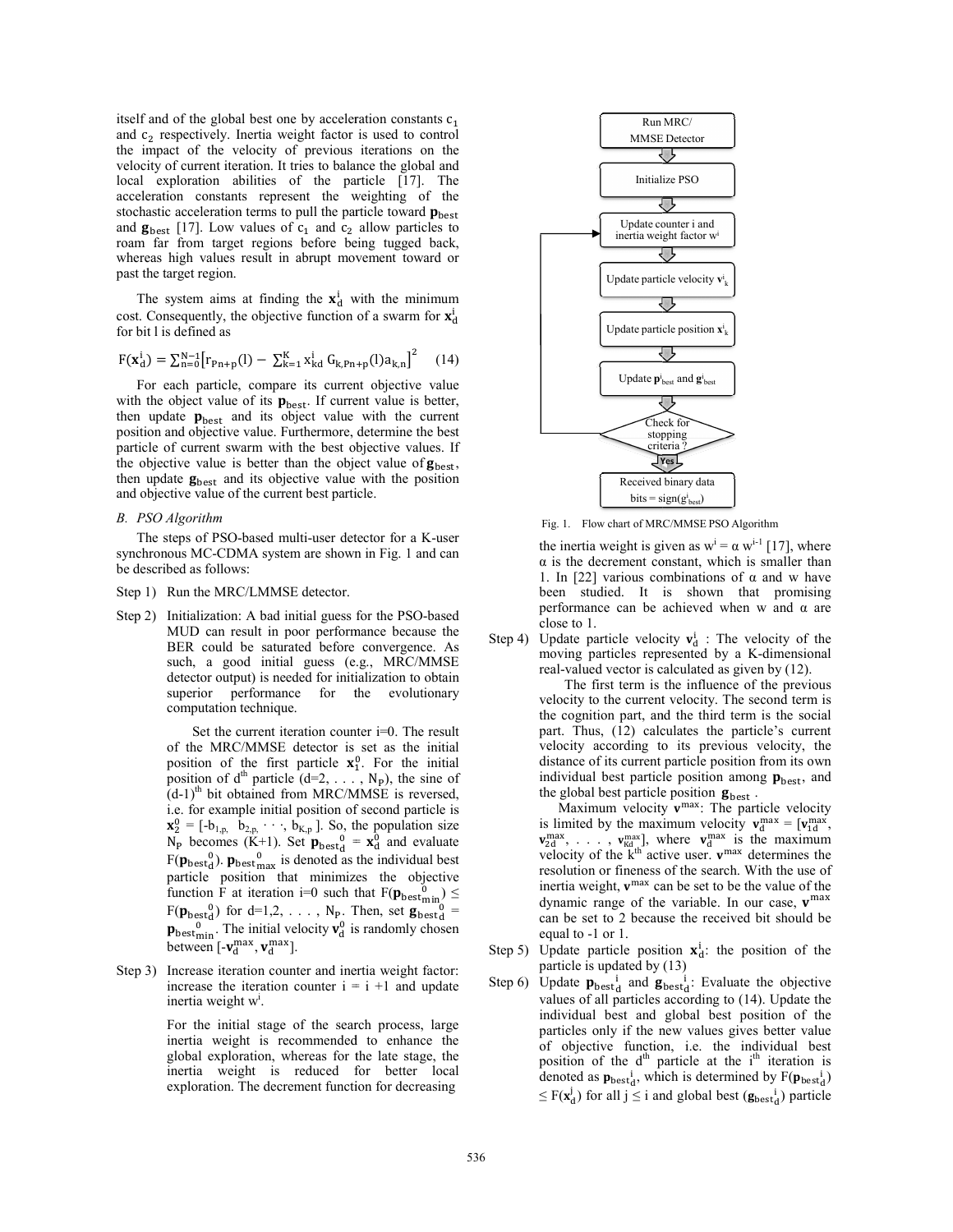itself and of the global best one by acceleration constants $c_1$ and $c_2$ respectively. Inertia weight factor is used to control the impact of the velocity of previous iterations on the velocity of current iteration. It tries to balance the global and local exploration abilities of the particle [17]. The acceleration constants represent the weighting of the stochastic acceleration terms to pull the particle toward $\mathbf{p}_{\text{best}}$ and $\mathbf{g}_{\text{best}}$ [17]. Low values of $c_1$ and $c_2$ allow particles to roam far from target regions before being tugged back, whereas high values result in abrupt movement toward or past the target region.

The system aims at finding the $\mathbf{x}_d^i$ with the minimum cost. Consequently, the objective function of a swarm for $\mathbf{x}_d^i$ for bit l is defined as

$$F(\mathbf{x}_d^i) = \sum_{n=0}^{N-1}\left[r_{Pn+p}(l) - \sum_{k=1}^{K} x_{kd}^i\, G_{k,Pn+p}(l) a_{k,n}\right]^2 \quad (14)$$

For each particle, compare its current objective value with the object value of its $\mathbf{p}_{\text{best}}$. If current value is better, then update $\mathbf{p}_{\text{best}}$ and its object value with the current position and objective value. Furthermore, determine the best particle of current swarm with the best objective values. If the objective value is better than the object value of $\mathbf{g}_{\text{best}}$, then update $\mathbf{g}_{\text{best}}$ and its objective value with the position and objective value of the current best particle.

*B. PSO Algorithm*

The steps of PSO-based multi-user detector for a K-user synchronous MC-CDMA system are shown in Fig. 1 and can be described as follows:

Step 1) Run the MRC/LMMSE detector.

Step 2) Initialization: A bad initial guess for the PSO-based MUD can result in poor performance because the BER could be saturated before convergence. As such, a good initial guess (e.g., MRC/MMSE detector output) is needed for initialization to obtain superior performance for the evolutionary computation technique.

Set the current iteration counter i=0. The result of the MRC/MMSE detector is set as the initial position of the first particle $\mathbf{x}_1^0$. For the initial position of $d^{th}$ particle ($d=2, \ldots, N_P$), the sine of $(d-1)^{th}$ bit obtained from MRC/MMSE is reversed, i.e. for example initial position of second particle is $\mathbf{x}_2^0 = [-b_{1,p}, \; b_{2,p}, \cdots, b_{K,p}]$. So, the population size $N_P$ becomes (K+1). Set $\mathbf{p}_{\text{best}_d}^{\ 0} = \mathbf{x}_d^0$ and evaluate $F(\mathbf{p}_{\text{best}_d}^{\ 0})$. $\mathbf{p}_{\text{best}_{\max}}^{\ 0}$ is denoted as the individual best particle position that minimizes the objective function F at iteration i=0 such that $F(\mathbf{p}_{\text{best}_{\min}}^{\ 0}) \leq F(\mathbf{p}_{\text{best}_d}^{\ 0})$ for $d=1,2, \ldots, N_P$. Then, set $\mathbf{g}_{\text{best}_d}^{\ 0} = \mathbf{p}_{\text{best}_{\min}}^{\ 0}$. The initial velocity $\mathbf{v}_d^0$ is randomly chosen between $[-\mathbf{v}_d^{\max}, \mathbf{v}_d^{\max}]$.

Step 3) Increase iteration counter and inertia weight factor: increase the iteration counter i = i +1 and update inertia weight $w^i$.

For the initial stage of the search process, large inertia weight is recommended to enhance the global exploration, whereas for the late stage, the inertia weight is reduced for better local exploration. The decrement function for decreasing the inertia weight is given as $w^i = \alpha\, w^{i-1}$ [17], where α is the decrement constant, which is smaller than 1. In [22] various combinations of α and w have been studied. It is shown that promising performance can be achieved when w and α are close to 1.

Step 4) Update particle velocity $\mathbf{v}_d^i$ : The velocity of the moving particles represented by a K-dimensional real-valued vector is calculated as given by (12).

The first term is the influence of the previous velocity to the current velocity. The second term is the cognition part, and the third term is the social part. Thus, (12) calculates the particle's current velocity according to its previous velocity, the distance of its current particle position from its own individual best particle position among $\mathbf{p}_{\text{best}}$, and the global best particle position $\mathbf{g}_{\text{best}}$.

Maximum velocity $\mathbf{v}^{\max}$: The particle velocity is limited by the maximum velocity $\mathbf{v}_d^{\max} = [\mathbf{v}_{1d}^{\max}, \mathbf{v}_{2d}^{\max}, \ldots, \mathbf{v}_{Kd}^{\max}]$, where $\mathbf{v}_d^{\max}$ is the maximum velocity of the $k^{th}$ active user. $\mathbf{v}^{\max}$ determines the resolution or fineness of the search. With the use of inertia weight, $\mathbf{v}^{\max}$ can be set to be the value of the dynamic range of the variable. In our case, $\mathbf{v}^{\max}$ can be set to 2 because the received bit should be equal to -1 or 1.

Step 5) Update particle position $\mathbf{x}_d^i$: the position of the particle is updated by (13)

Step 6) Update $\mathbf{p}_{\text{best}_d}^{\ i}$ and $\mathbf{g}_{\text{best}_d}^{\ i}$: Evaluate the objective values of all particles according to (14). Update the individual best and global best position of the particles only if the new values gives better value of objective function, i.e. the individual best position of the $d^{th}$ particle at the $i^{th}$ iteration is denoted as $\mathbf{p}_{\text{best}_d}^{\ i}$, which is determined by $F(\mathbf{p}_{\text{best}_d}^{\ i}) \leq F(\mathbf{x}_d^j)$ for all $j \leq i$ and global best ($\mathbf{g}_{\text{best}_d}^{\ i}$) particle

Run MRC/MMSE Detector → Initialize PSO → Update counter i and inertia weight factor $w^i$ → Update particle velocity $\mathbf{v}_k^i$ → Update particle position $\mathbf{x}_k^i$ → Update $\mathbf{p}_{\text{best}}^i$ and $\mathbf{g}_{\text{best}}^i$ → Check for stopping criteria ? → Yes → Received binary data bits = sign($\mathbf{g}_{\text{best}}^i$)

Fig. 1. Flow chart of MRC/MMSE PSO Algorithm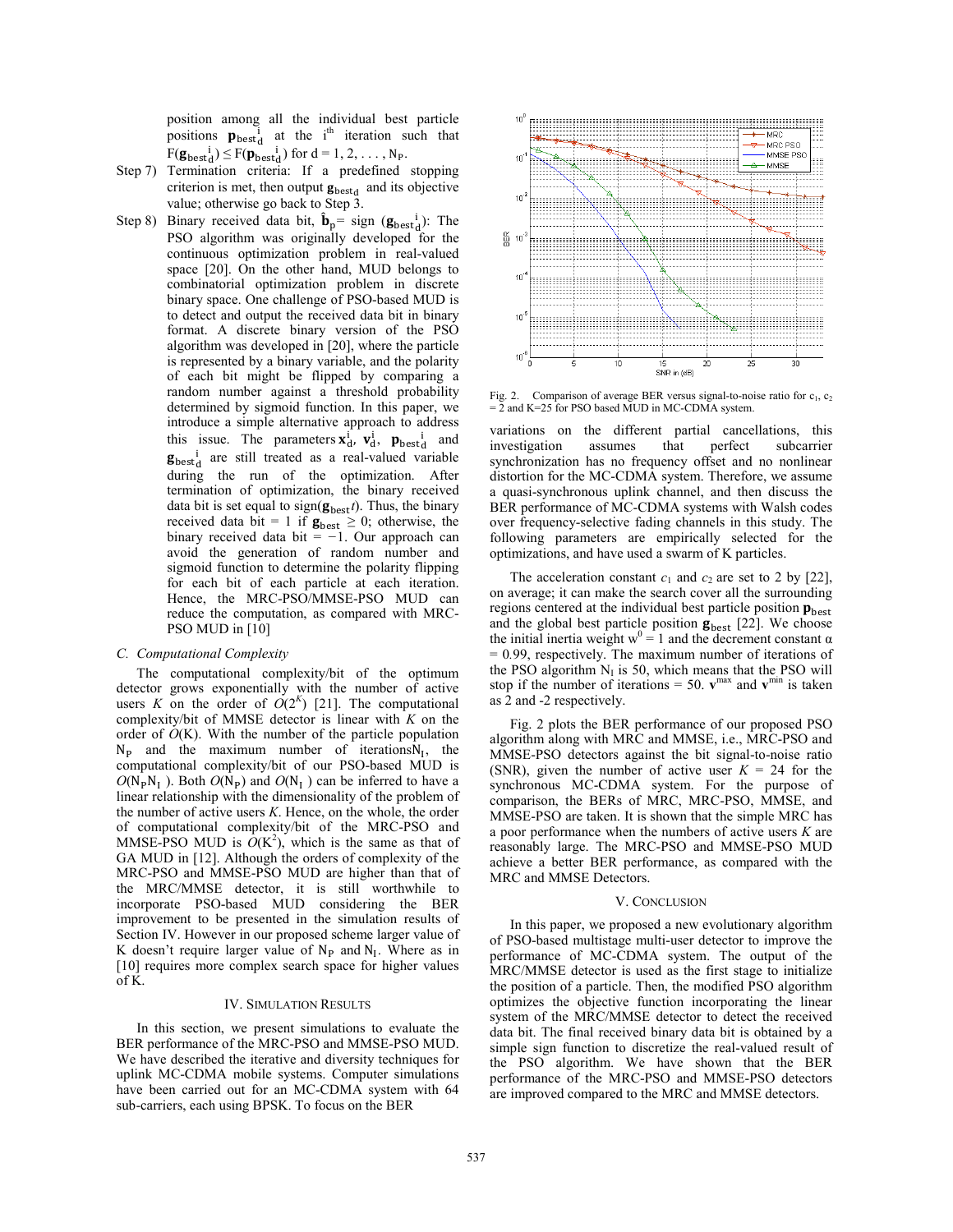position among all the individual best particle positions $\mathbf{p}_{\text{best}_d}^{\,i}$ at the $i^{th}$ iteration such that $F(\mathbf{g}_{\text{best}_d}^{\,i}) \le F(\mathbf{p}_{\text{best}_d}^{\,i})$ for $d = 1, 2, \ldots, N_P$.

Step 7) Termination criteria: If a predefined stopping criterion is met, then output $\mathbf{g}_{\text{best}_d}$ and its objective value; otherwise go back to Step 3.

Step 8) Binary received data bit, $\hat{\mathbf{b}}_p$= sign ($\mathbf{g}_{\text{best}_d}^{\,i}$): The PSO algorithm was originally developed for the continuous optimization problem in real-valued space [20]. On the other hand, MUD belongs to combinatorial optimization problem in discrete binary space. One challenge of PSO-based MUD is to detect and output the received data bit in binary format. A discrete binary version of the PSO algorithm was developed in [20], where the particle is represented by a binary variable, and the polarity of each bit might be flipped by comparing a random number against a threshold probability determined by sigmoid function. In this paper, we introduce a simple alternative approach to address this issue. The parameters $\mathbf{x}_d^i$, $\mathbf{v}_d^i$, $\mathbf{p}_{\text{best}_d}^{\,i}$ and $\mathbf{g}_{\text{best}_d}^{\,i}$ are still treated as a real-valued variable during the run of the optimization. After termination of optimization, the binary received data bit is set equal to sign($\mathbf{g}_{\text{best}}t$). Thus, the binary received data bit = 1 if $\mathbf{g}_{\text{best}} \ge 0$; otherwise, the binary received data bit = −1. Our approach can avoid the generation of random number and sigmoid function to determine the polarity flipping for each bit of each particle at each iteration. Hence, the MRC-PSO/MMSE-PSO MUD can reduce the computation, as compared with MRC-PSO MUD in [10]

### C. Computational Complexity

The computational complexity/bit of the optimum detector grows exponentially with the number of active users $K$ on the order of $O(2^K)$ [21]. The computational complexity/bit of MMSE detector is linear with $K$ on the order of $O(K)$. With the number of the particle population $N_P$ and the maximum number of iterations $N_I$, the computational complexity/bit of our PSO-based MUD is $O(N_P N_I)$. Both $O(N_P)$ and $O(N_I)$ can be inferred to have a linear relationship with the dimensionality of the problem of the number of active users $K$. Hence, on the whole, the order of computational complexity/bit of the MRC-PSO and MMSE-PSO MUD is $O(K^2)$, which is the same as that of GA MUD in [12]. Although the orders of complexity of the MRC-PSO and MMSE-PSO MUD are higher than that of the MRC/MMSE detector, it is still worthwhile to incorporate PSO-based MUD considering the BER improvement to be presented in the simulation results of Section IV. However in our proposed scheme larger value of K doesn't require larger value of $N_P$ and $N_I$. Where as in [10] requires more complex search space for higher values of K.

## IV. Simulation Results

In this section, we present simulations to evaluate the BER performance of the MRC-PSO and MMSE-PSO MUD. We have described the iterative and diversity techniques for uplink MC-CDMA mobile systems. Computer simulations have been carried out for an MC-CDMA system with 64 sub-carriers, each using BPSK. To focus on the BER variations on the different partial cancellations, this investigation assumes that perfect subcarrier synchronization has no frequency offset and no nonlinear distortion for the MC-CDMA system. Therefore, we assume a quasi-synchronous uplink channel, and then discuss the BER performance of MC-CDMA systems with Walsh codes over frequency-selective fading channels in this study. The following parameters are empirically selected for the optimizations, and have used a swarm of K particles.

Fig. 2. Comparison of average BER versus signal-to-noise ratio for $c_1$, $c_2$ = 2 and K=25 for PSO based MUD in MC-CDMA system.

The acceleration constant $c_1$ and $c_2$ are set to 2 by [22], on average; it can make the search cover all the surrounding regions centered at the individual best particle position $\mathbf{p}_{\text{best}}$ and the global best particle position $\mathbf{g}_{\text{best}}$ [22]. We choose the initial inertia weight $w^0 = 1$ and the decrement constant $\alpha = 0.99$, respectively. The maximum number of iterations of the PSO algorithm $N_I$ is 50, which means that the PSO will stop if the number of iterations = 50. $\mathbf{v}^{max}$ and $\mathbf{v}^{min}$ is taken as 2 and -2 respectively.

Fig. 2 plots the BER performance of our proposed PSO algorithm along with MRC and MMSE, i.e., MRC-PSO and MMSE-PSO detectors against the bit signal-to-noise ratio (SNR), given the number of active user $K$ = 24 for the synchronous MC-CDMA system. For the purpose of comparison, the BERs of MRC, MRC-PSO, MMSE, and MMSE-PSO are taken. It is shown that the simple MRC has a poor performance when the numbers of active users $K$ are reasonably large. The MRC-PSO and MMSE-PSO MUD achieve a better BER performance, as compared with the MRC and MMSE Detectors.

## V. Conclusion

In this paper, we proposed a new evolutionary algorithm of PSO-based multistage multi-user detector to improve the performance of MC-CDMA system. The output of the MRC/MMSE detector is used as the first stage to initialize the position of a particle. Then, the modified PSO algorithm optimizes the objective function incorporating the linear system of the MRC/MMSE detector to detect the received data bit. The final received binary data bit is obtained by a simple sign function to discretize the real-valued result of the PSO algorithm. We have shown that the BER performance of the MRC-PSO and MMSE-PSO detectors are improved compared to the MRC and MMSE detectors.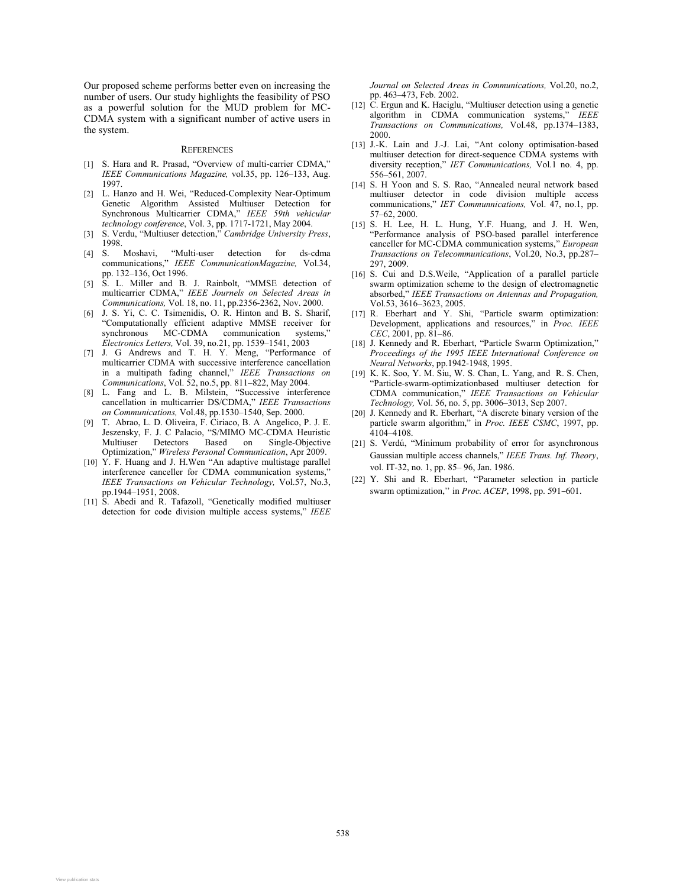Our proposed scheme performs better even on increasing the number of users. Our study highlights the feasibility of PSO as a powerful solution for the MUD problem for MC-CDMA system with a significant number of active users in the system.

## REFERENCES

[1] S. Hara and R. Prasad, "Overview of multi-carrier CDMA," *IEEE Communications Magazine,* vol.35, pp. 126–133, Aug. 1997.

[2] L. Hanzo and H. Wei, "Reduced-Complexity Near-Optimum Genetic Algorithm Assisted Multiuser Detection for Synchronous Multicarrier CDMA," *IEEE 59th vehicular technology conference*, Vol. 3, pp. 1717-1721, May 2004.

[3] S. Verdu, "Multiuser detection," *Cambridge University Press*, 1998.

[4] S. Moshavi, "Multi-user detection for ds-cdma communications," *IEEE CommunicationMagazine,* Vol.34, pp. 132–136, Oct 1996.

[5] S. L. Miller and B. J. Rainbolt, "MMSE detection of multicarrier CDMA," *IEEE Journels on Selected Areas in Communications,* Vol. 18, no. 11, pp.2356-2362, Nov. 2000.

[6] J. S. Yi, C. C. Tsimenidis, O. R. Hinton and B. S. Sharif, "Computationally efficient adaptive MMSE receiver for synchronous MC-CDMA communication systems," *Electronics Letters,* Vol. 39, no.21, pp. 1539–1541, 2003

[7] J. G Andrews and T. H. Y. Meng, "Performance of multicarrier CDMA with successive interference cancellation in a multipath fading channel," *IEEE Transactions on Communications*, Vol. 52, no.5, pp. 811–822, May 2004.

[8] L. Fang and L. B. Milstein, "Successive interference cancellation in multicarrier DS/CDMA," *IEEE Transactions on Communications,* Vol.48, pp.1530–1540, Sep. 2000.

[9] T. Abrao, L. D. Oliveira, F. Ciriaco, B. A Angelico, P. J. E. Jeszensky, F. J. C Palacio, "S/MIMO MC-CDMA Heuristic Multiuser Detectors Based on Single-Objective Optimization," *Wireless Personal Communication*, Apr 2009.

[10] Y. F. Huang and J. H.Wen "An adaptive multistage parallel interference canceller for CDMA communication systems," *IEEE Transactions on Vehicular Technology,* Vol.57, No.3, pp.1944–1951, 2008.

[11] S. Abedi and R. Tafazoll, "Genetically modified multiuser detection for code division multiple access systems," *IEEE Journal on Selected Areas in Communications,* Vol.20, no.2, pp. 463–473, Feb. 2002.

[12] C. Ergun and K. Haciglu, "Multiuser detection using a genetic algorithm in CDMA communication systems," *IEEE Transactions on Communications,* Vol.48, pp.1374–1383, 2000.

[13] J.-K. Lain and J.-J. Lai, "Ant colony optimisation-based multiuser detection for direct-sequence CDMA systems with diversity reception," *IET Communications,* Vol.1 no. 4, pp. 556–561, 2007.

[14] S. H Yoon and S. S. Rao, "Annealed neural network based multiuser detector in code division multiple access communications," *IET Communnications,* Vol. 47, no.1, pp. 57–62, 2000.

[15] S. H. Lee, H. L. Hung, Y.F. Huang, and J. H. Wen, "Performance analysis of PSO-based parallel interference canceller for MC-CDMA communication systems," *European Transactions on Telecommunications*, Vol.20, No.3, pp.287–297, 2009.

[16] S. Cui and D.S.Weile, "Application of a parallel particle swarm optimization scheme to the design of electromagnetic absorbed," *IEEE Transactions on Antennas and Propagation,* Vol.53, 3616–3623, 2005.

[17] R. Eberhart and Y. Shi, "Particle swarm optimization: Development, applications and resources," in *Proc. IEEE CEC*, 2001, pp. 81–86.

[18] J. Kennedy and R. Eberhart, "Particle Swarm Optimization," *Proceedings of the 1995 IEEE International Conference on Neural Networks*, pp.1942-1948, 1995.

[19] K. K. Soo, Y. M. Siu, W. S. Chan, L. Yang, and R. S. Chen, "Particle-swarm-optimizationbased multiuser detection for CDMA communication," *IEEE Transactions on Vehicular Technology,* Vol. 56, no. 5, pp. 3006–3013, Sep 2007.

[20] J. Kennedy and R. Eberhart, "A discrete binary version of the particle swarm algorithm," in *Proc. IEEE CSMC*, 1997, pp. 4104–4108.

[21] S. Verdú, "Minimum probability of error for asynchronous Gaussian multiple access channels," *IEEE Trans. Inf. Theory*, vol. IT-32, no. 1, pp. 85– 96, Jan. 1986.

[22] Y. Shi and R. Eberhart, ''Parameter selection in particle swarm optimization,'' in *Proc. ACEP*, 1998, pp. 591–601.